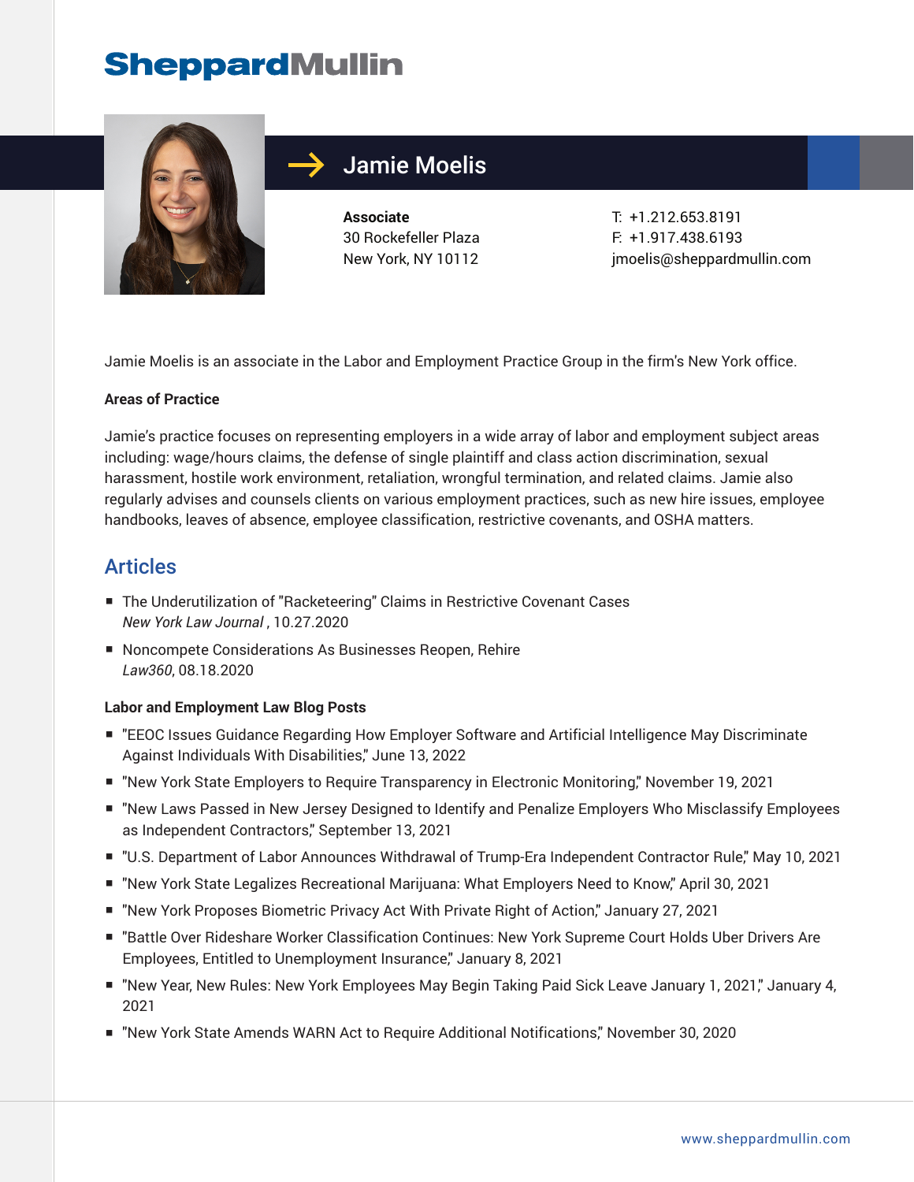# Jamie Moelis

**Associate**
30 Rockefeller Plaza
New York, NY 10112

T: +1.212.653.8191
F: +1.917.438.6193
jmoelis@sheppardmullin.com

Jamie Moelis is an associate in the Labor and Employment Practice Group in the firm's New York office.

**Areas of Practice**

Jamie's practice focuses on representing employers in a wide array of labor and employment subject areas including: wage/hours claims, the defense of single plaintiff and class action discrimination, sexual harassment, hostile work environment, retaliation, wrongful termination, and related claims. Jamie also regularly advises and counsels clients on various employment practices, such as new hire issues, employee handbooks, leaves of absence, employee classification, restrictive covenants, and OSHA matters.

## Articles

- The Underutilization of "Racketeering" Claims in Restrictive Covenant Cases
  *New York Law Journal* , 10.27.2020
- Noncompete Considerations As Businesses Reopen, Rehire
  *Law360*, 08.18.2020

**Labor and Employment Law Blog Posts**

- "EEOC Issues Guidance Regarding How Employer Software and Artificial Intelligence May Discriminate Against Individuals With Disabilities," June 13, 2022
- "New York State Employers to Require Transparency in Electronic Monitoring," November 19, 2021
- "New Laws Passed in New Jersey Designed to Identify and Penalize Employers Who Misclassify Employees as Independent Contractors," September 13, 2021
- "U.S. Department of Labor Announces Withdrawal of Trump-Era Independent Contractor Rule," May 10, 2021
- "New York State Legalizes Recreational Marijuana: What Employers Need to Know," April 30, 2021
- "New York Proposes Biometric Privacy Act With Private Right of Action," January 27, 2021
- "Battle Over Rideshare Worker Classification Continues: New York Supreme Court Holds Uber Drivers Are Employees, Entitled to Unemployment Insurance," January 8, 2021
- "New Year, New Rules: New York Employees May Begin Taking Paid Sick Leave January 1, 2021," January 4, 2021
- "New York State Amends WARN Act to Require Additional Notifications," November 30, 2020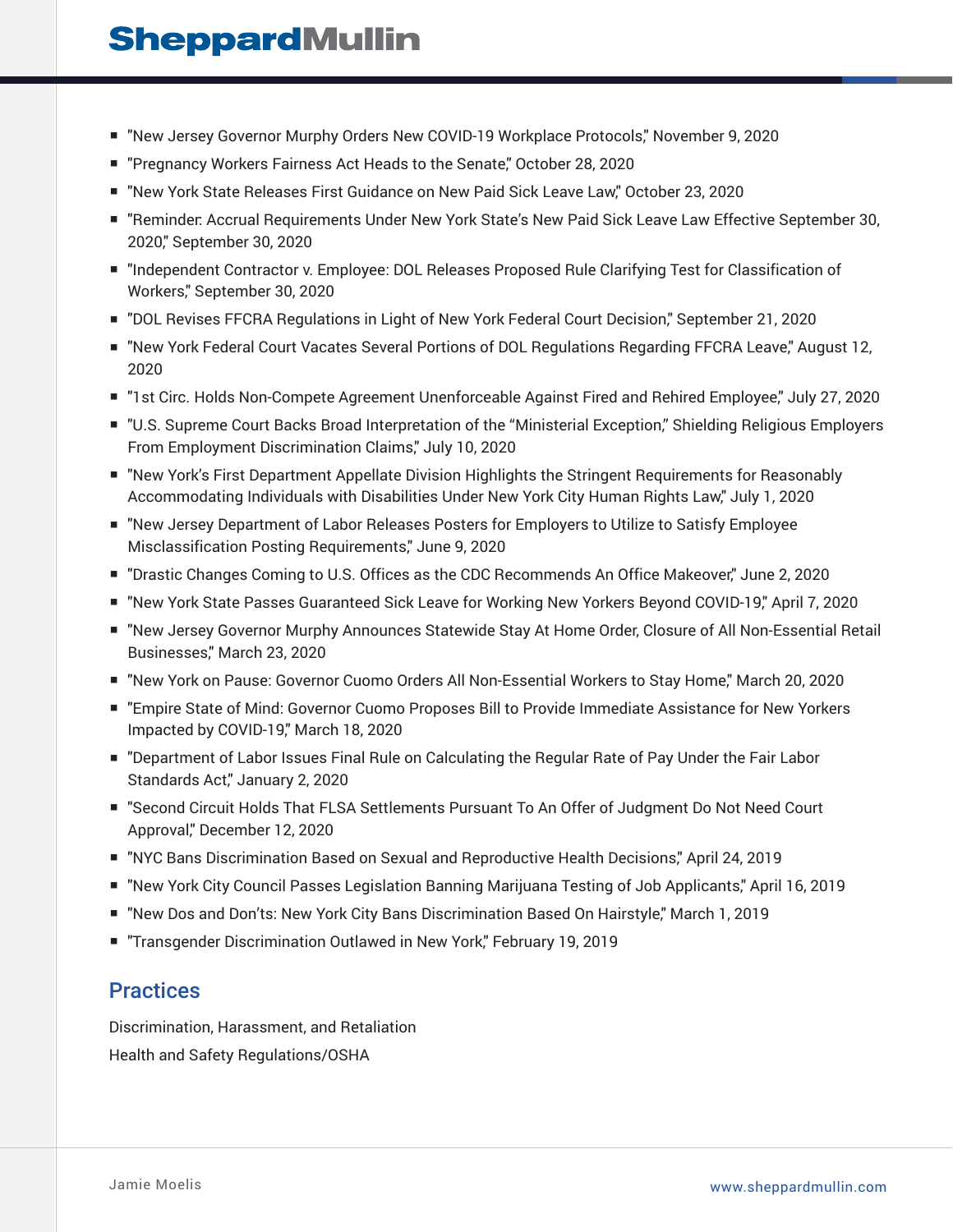- "New Jersey Governor Murphy Orders New COVID-19 Workplace Protocols," November 9, 2020
- "Pregnancy Workers Fairness Act Heads to the Senate," October 28, 2020
- "New York State Releases First Guidance on New Paid Sick Leave Law," October 23, 2020
- "Reminder: Accrual Requirements Under New York State's New Paid Sick Leave Law Effective September 30, 2020," September 30, 2020
- "Independent Contractor v. Employee: DOL Releases Proposed Rule Clarifying Test for Classification of Workers," September 30, 2020
- "DOL Revises FFCRA Regulations in Light of New York Federal Court Decision," September 21, 2020
- "New York Federal Court Vacates Several Portions of DOL Regulations Regarding FFCRA Leave," August 12, 2020
- "1st Circ. Holds Non-Compete Agreement Unenforceable Against Fired and Rehired Employee," July 27, 2020
- "U.S. Supreme Court Backs Broad Interpretation of the "Ministerial Exception," Shielding Religious Employers From Employment Discrimination Claims," July 10, 2020
- "New York's First Department Appellate Division Highlights the Stringent Requirements for Reasonably Accommodating Individuals with Disabilities Under New York City Human Rights Law," July 1, 2020
- "New Jersey Department of Labor Releases Posters for Employers to Utilize to Satisfy Employee Misclassification Posting Requirements," June 9, 2020
- "Drastic Changes Coming to U.S. Offices as the CDC Recommends An Office Makeover," June 2, 2020
- "New York State Passes Guaranteed Sick Leave for Working New Yorkers Beyond COVID-19," April 7, 2020
- "New Jersey Governor Murphy Announces Statewide Stay At Home Order, Closure of All Non-Essential Retail Businesses," March 23, 2020
- "New York on Pause: Governor Cuomo Orders All Non-Essential Workers to Stay Home," March 20, 2020
- "Empire State of Mind: Governor Cuomo Proposes Bill to Provide Immediate Assistance for New Yorkers Impacted by COVID-19," March 18, 2020
- "Department of Labor Issues Final Rule on Calculating the Regular Rate of Pay Under the Fair Labor Standards Act," January 2, 2020
- "Second Circuit Holds That FLSA Settlements Pursuant To An Offer of Judgment Do Not Need Court Approval," December 12, 2020
- "NYC Bans Discrimination Based on Sexual and Reproductive Health Decisions," April 24, 2019
- "New York City Council Passes Legislation Banning Marijuana Testing of Job Applicants," April 16, 2019
- "New Dos and Don'ts: New York City Bans Discrimination Based On Hairstyle," March 1, 2019
- "Transgender Discrimination Outlawed in New York," February 19, 2019

## Practices

Discrimination, Harassment, and Retaliation

Health and Safety Regulations/OSHA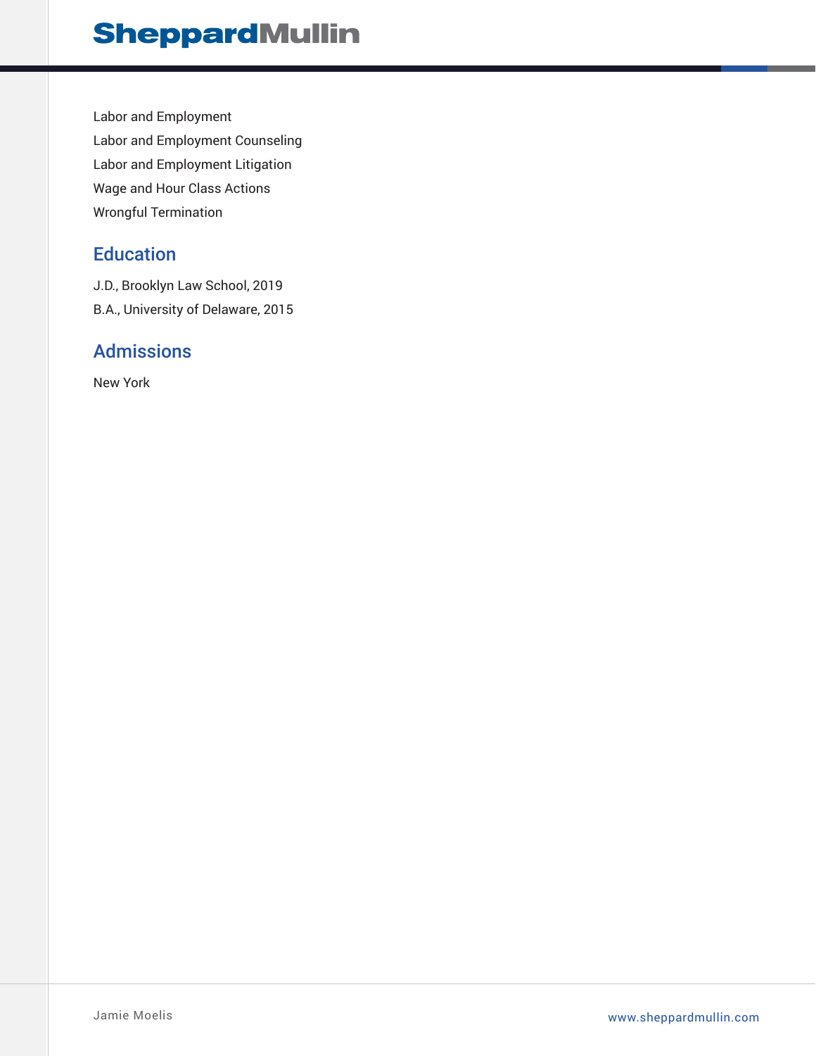Labor and Employment

Labor and Employment Counseling

Labor and Employment Litigation

Wage and Hour Class Actions

Wrongful Termination

## Education

J.D., Brooklyn Law School, 2019

B.A., University of Delaware, 2015

## Admissions

New York